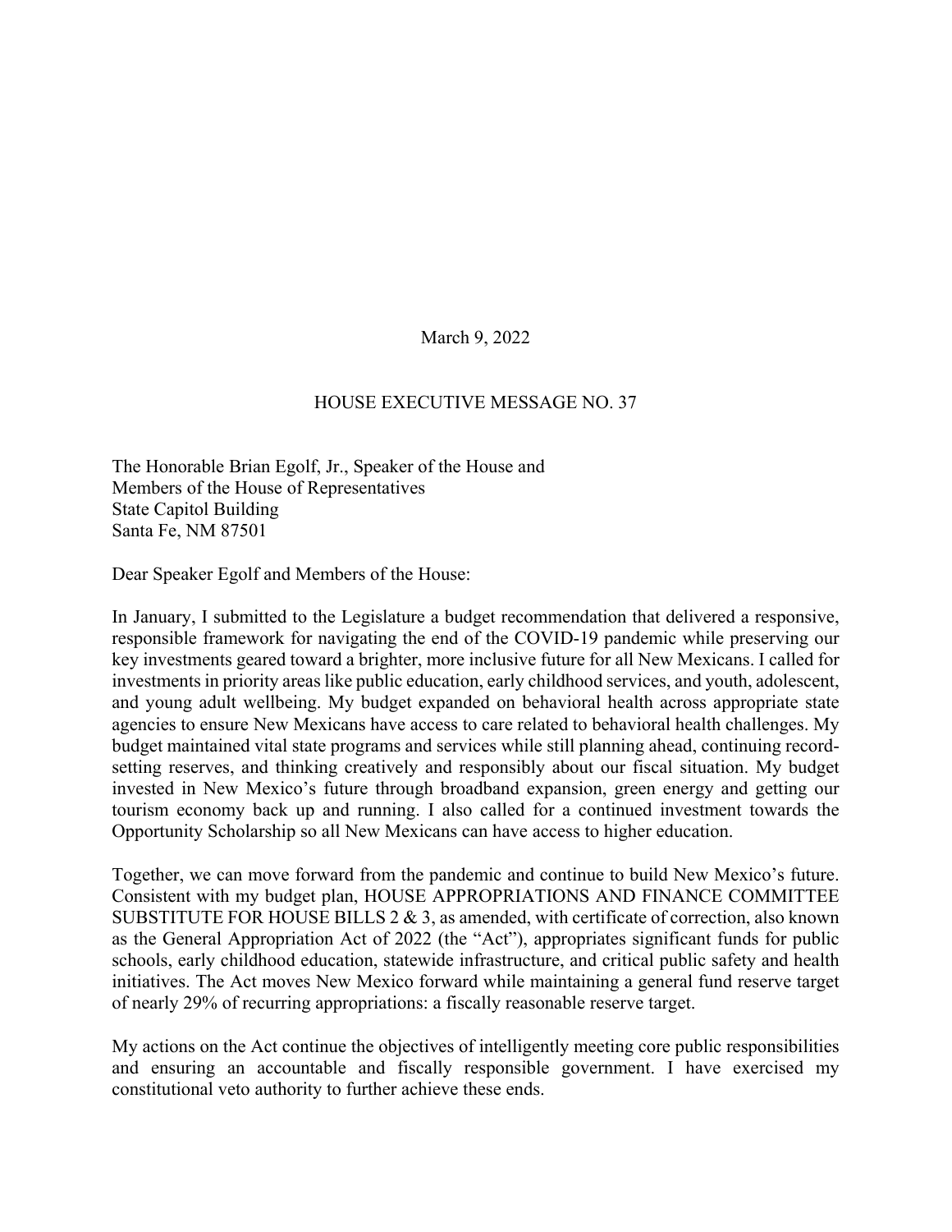March 9, 2022

HOUSE EXECUTIVE MESSAGE NO. 37

The Honorable Brian Egolf, Jr., Speaker of the House and
Members of the House of Representatives
State Capitol Building
Santa Fe, NM 87501

Dear Speaker Egolf and Members of the House:

In January, I submitted to the Legislature a budget recommendation that delivered a responsive, responsible framework for navigating the end of the COVID-19 pandemic while preserving our key investments geared toward a brighter, more inclusive future for all New Mexicans. I called for investments in priority areas like public education, early childhood services, and youth, adolescent, and young adult wellbeing. My budget expanded on behavioral health across appropriate state agencies to ensure New Mexicans have access to care related to behavioral health challenges. My budget maintained vital state programs and services while still planning ahead, continuing record-setting reserves, and thinking creatively and responsibly about our fiscal situation. My budget invested in New Mexico's future through broadband expansion, green energy and getting our tourism economy back up and running. I also called for a continued investment towards the Opportunity Scholarship so all New Mexicans can have access to higher education.

Together, we can move forward from the pandemic and continue to build New Mexico's future. Consistent with my budget plan, HOUSE APPROPRIATIONS AND FINANCE COMMITTEE SUBSTITUTE FOR HOUSE BILLS 2 & 3, as amended, with certificate of correction, also known as the General Appropriation Act of 2022 (the "Act"), appropriates significant funds for public schools, early childhood education, statewide infrastructure, and critical public safety and health initiatives. The Act moves New Mexico forward while maintaining a general fund reserve target of nearly 29% of recurring appropriations: a fiscally reasonable reserve target.

My actions on the Act continue the objectives of intelligently meeting core public responsibilities and ensuring an accountable and fiscally responsible government. I have exercised my constitutional veto authority to further achieve these ends.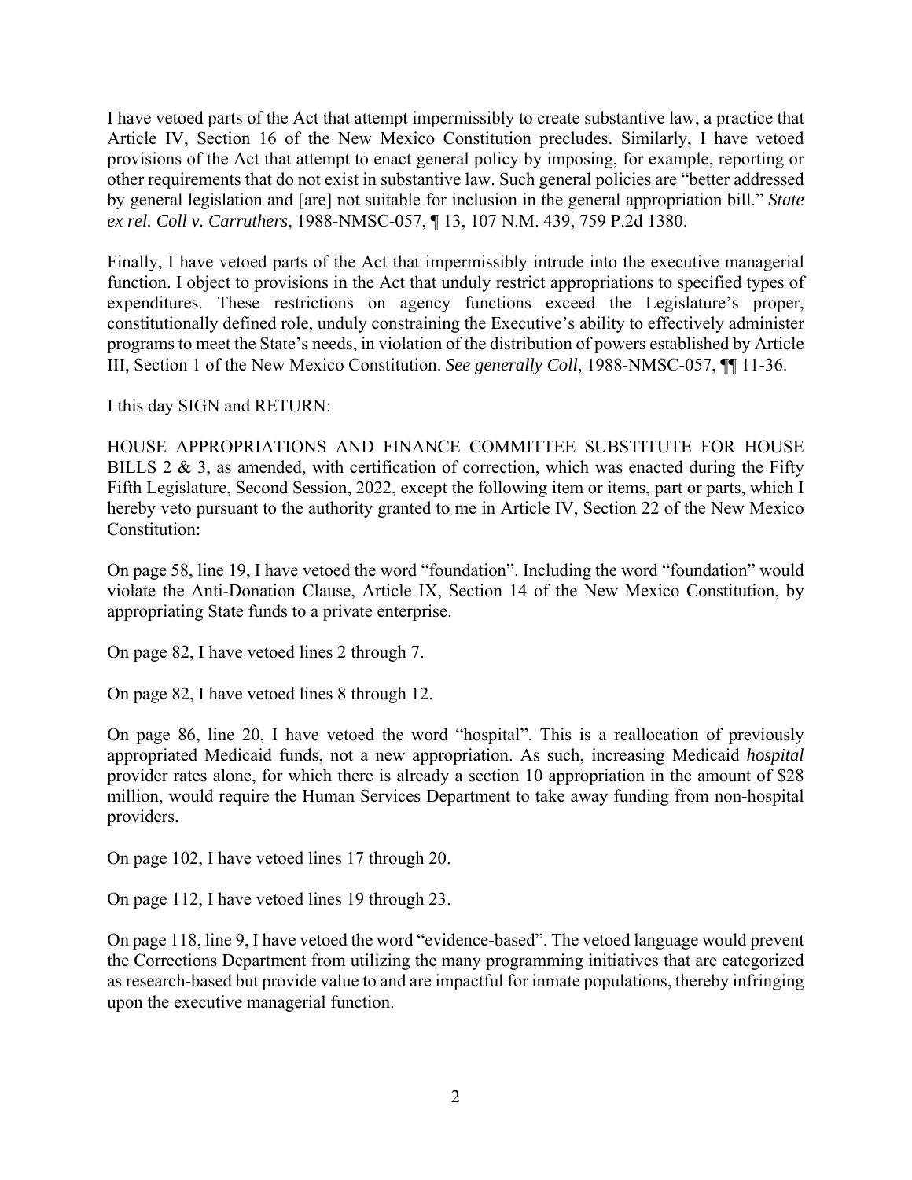I have vetoed parts of the Act that attempt impermissibly to create substantive law, a practice that Article IV, Section 16 of the New Mexico Constitution precludes. Similarly, I have vetoed provisions of the Act that attempt to enact general policy by imposing, for example, reporting or other requirements that do not exist in substantive law. Such general policies are "better addressed by general legislation and [are] not suitable for inclusion in the general appropriation bill." *State ex rel. Coll v. Carruthers*, 1988-NMSC-057, ¶ 13, 107 N.M. 439, 759 P.2d 1380.

Finally, I have vetoed parts of the Act that impermissibly intrude into the executive managerial function. I object to provisions in the Act that unduly restrict appropriations to specified types of expenditures. These restrictions on agency functions exceed the Legislature's proper, constitutionally defined role, unduly constraining the Executive's ability to effectively administer programs to meet the State's needs, in violation of the distribution of powers established by Article III, Section 1 of the New Mexico Constitution. *See generally Coll*, 1988-NMSC-057, ¶¶ 11-36.

I this day SIGN and RETURN:

HOUSE APPROPRIATIONS AND FINANCE COMMITTEE SUBSTITUTE FOR HOUSE BILLS 2 & 3, as amended, with certification of correction, which was enacted during the Fifty Fifth Legislature, Second Session, 2022, except the following item or items, part or parts, which I hereby veto pursuant to the authority granted to me in Article IV, Section 22 of the New Mexico Constitution:

On page 58, line 19, I have vetoed the word "foundation". Including the word "foundation" would violate the Anti-Donation Clause, Article IX, Section 14 of the New Mexico Constitution, by appropriating State funds to a private enterprise.

On page 82, I have vetoed lines 2 through 7.

On page 82, I have vetoed lines 8 through 12.

On page 86, line 20, I have vetoed the word "hospital". This is a reallocation of previously appropriated Medicaid funds, not a new appropriation. As such, increasing Medicaid *hospital* provider rates alone, for which there is already a section 10 appropriation in the amount of $28 million, would require the Human Services Department to take away funding from non-hospital providers.

On page 102, I have vetoed lines 17 through 20.

On page 112, I have vetoed lines 19 through 23.

On page 118, line 9, I have vetoed the word "evidence-based". The vetoed language would prevent the Corrections Department from utilizing the many programming initiatives that are categorized as research-based but provide value to and are impactful for inmate populations, thereby infringing upon the executive managerial function.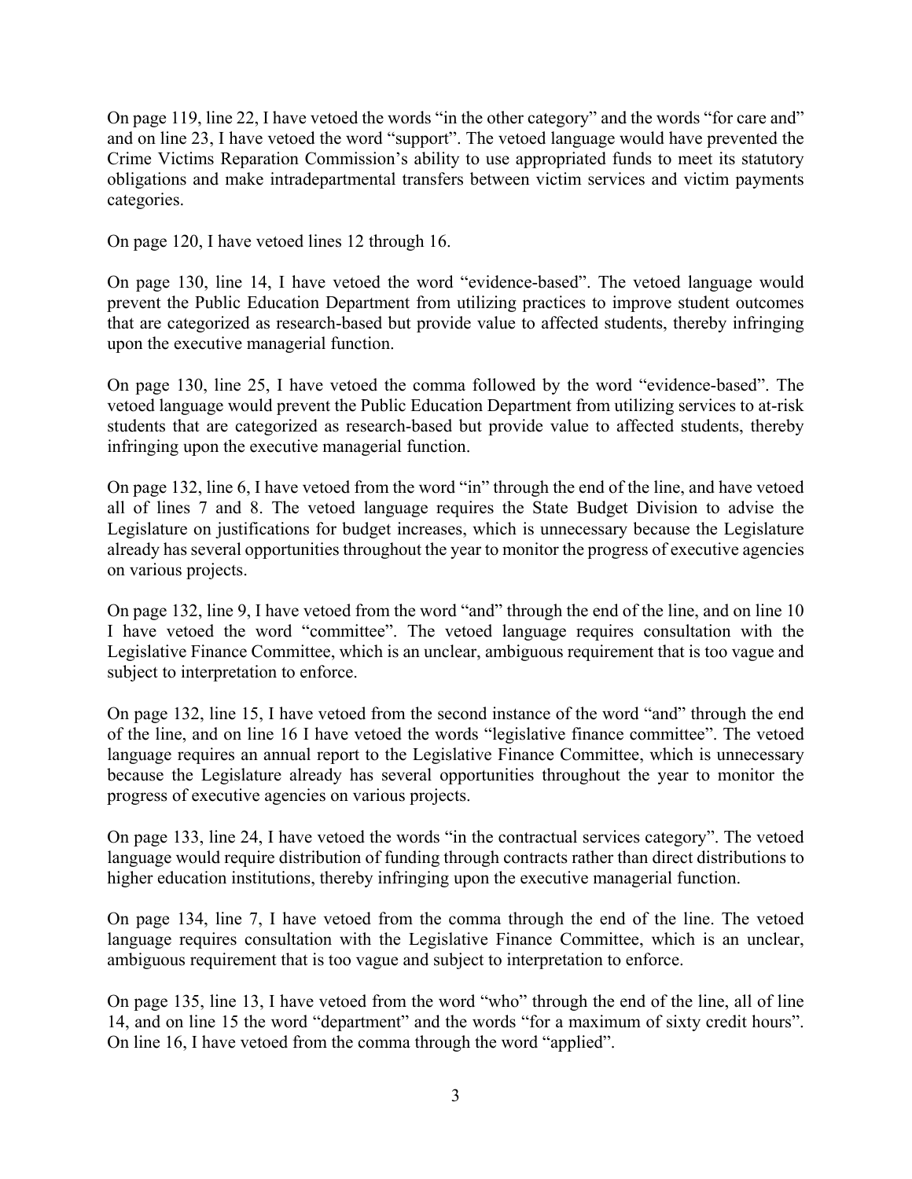On page 119, line 22, I have vetoed the words "in the other category" and the words "for care and" and on line 23, I have vetoed the word "support". The vetoed language would have prevented the Crime Victims Reparation Commission's ability to use appropriated funds to meet its statutory obligations and make intradepartmental transfers between victim services and victim payments categories.

On page 120, I have vetoed lines 12 through 16.

On page 130, line 14, I have vetoed the word "evidence-based". The vetoed language would prevent the Public Education Department from utilizing practices to improve student outcomes that are categorized as research-based but provide value to affected students, thereby infringing upon the executive managerial function.

On page 130, line 25, I have vetoed the comma followed by the word "evidence-based". The vetoed language would prevent the Public Education Department from utilizing services to at-risk students that are categorized as research-based but provide value to affected students, thereby infringing upon the executive managerial function.

On page 132, line 6, I have vetoed from the word "in" through the end of the line, and have vetoed all of lines 7 and 8. The vetoed language requires the State Budget Division to advise the Legislature on justifications for budget increases, which is unnecessary because the Legislature already has several opportunities throughout the year to monitor the progress of executive agencies on various projects.

On page 132, line 9, I have vetoed from the word "and" through the end of the line, and on line 10 I have vetoed the word "committee". The vetoed language requires consultation with the Legislative Finance Committee, which is an unclear, ambiguous requirement that is too vague and subject to interpretation to enforce.

On page 132, line 15, I have vetoed from the second instance of the word "and" through the end of the line, and on line 16 I have vetoed the words "legislative finance committee". The vetoed language requires an annual report to the Legislative Finance Committee, which is unnecessary because the Legislature already has several opportunities throughout the year to monitor the progress of executive agencies on various projects.

On page 133, line 24, I have vetoed the words "in the contractual services category". The vetoed language would require distribution of funding through contracts rather than direct distributions to higher education institutions, thereby infringing upon the executive managerial function.

On page 134, line 7, I have vetoed from the comma through the end of the line. The vetoed language requires consultation with the Legislative Finance Committee, which is an unclear, ambiguous requirement that is too vague and subject to interpretation to enforce.

On page 135, line 13, I have vetoed from the word "who" through the end of the line, all of line 14, and on line 15 the word "department" and the words "for a maximum of sixty credit hours". On line 16, I have vetoed from the comma through the word "applied".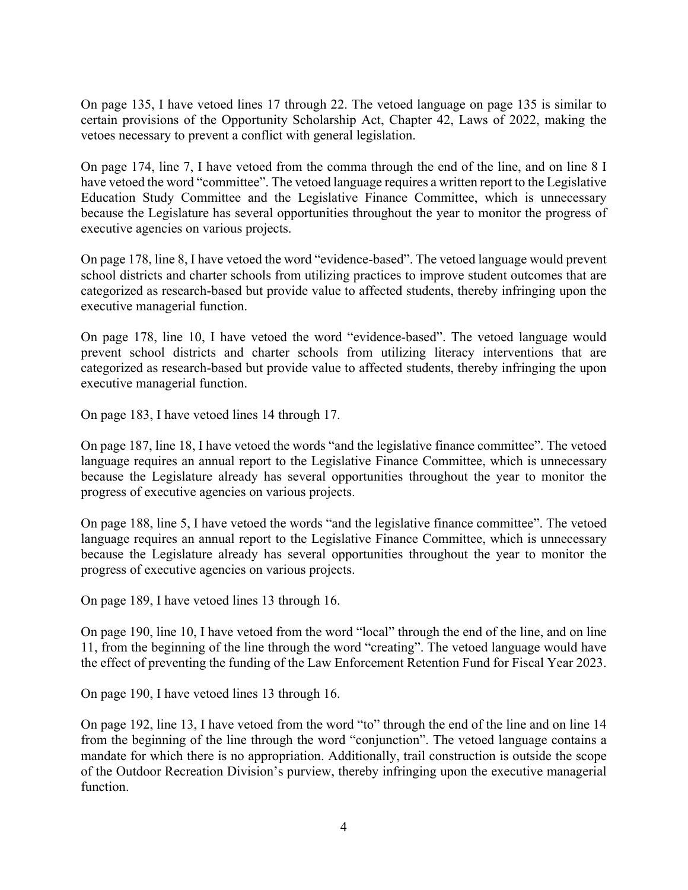On page 135, I have vetoed lines 17 through 22. The vetoed language on page 135 is similar to certain provisions of the Opportunity Scholarship Act, Chapter 42, Laws of 2022, making the vetoes necessary to prevent a conflict with general legislation.

On page 174, line 7, I have vetoed from the comma through the end of the line, and on line 8 I have vetoed the word "committee". The vetoed language requires a written report to the Legislative Education Study Committee and the Legislative Finance Committee, which is unnecessary because the Legislature has several opportunities throughout the year to monitor the progress of executive agencies on various projects.

On page 178, line 8, I have vetoed the word "evidence-based". The vetoed language would prevent school districts and charter schools from utilizing practices to improve student outcomes that are categorized as research-based but provide value to affected students, thereby infringing upon the executive managerial function.

On page 178, line 10, I have vetoed the word "evidence-based". The vetoed language would prevent school districts and charter schools from utilizing literacy interventions that are categorized as research-based but provide value to affected students, thereby infringing the upon executive managerial function.

On page 183, I have vetoed lines 14 through 17.

On page 187, line 18, I have vetoed the words "and the legislative finance committee". The vetoed language requires an annual report to the Legislative Finance Committee, which is unnecessary because the Legislature already has several opportunities throughout the year to monitor the progress of executive agencies on various projects.

On page 188, line 5, I have vetoed the words "and the legislative finance committee". The vetoed language requires an annual report to the Legislative Finance Committee, which is unnecessary because the Legislature already has several opportunities throughout the year to monitor the progress of executive agencies on various projects.

On page 189, I have vetoed lines 13 through 16.

On page 190, line 10, I have vetoed from the word "local" through the end of the line, and on line 11, from the beginning of the line through the word "creating". The vetoed language would have the effect of preventing the funding of the Law Enforcement Retention Fund for Fiscal Year 2023.

On page 190, I have vetoed lines 13 through 16.

On page 192, line 13, I have vetoed from the word "to" through the end of the line and on line 14 from the beginning of the line through the word "conjunction". The vetoed language contains a mandate for which there is no appropriation. Additionally, trail construction is outside the scope of the Outdoor Recreation Division's purview, thereby infringing upon the executive managerial function.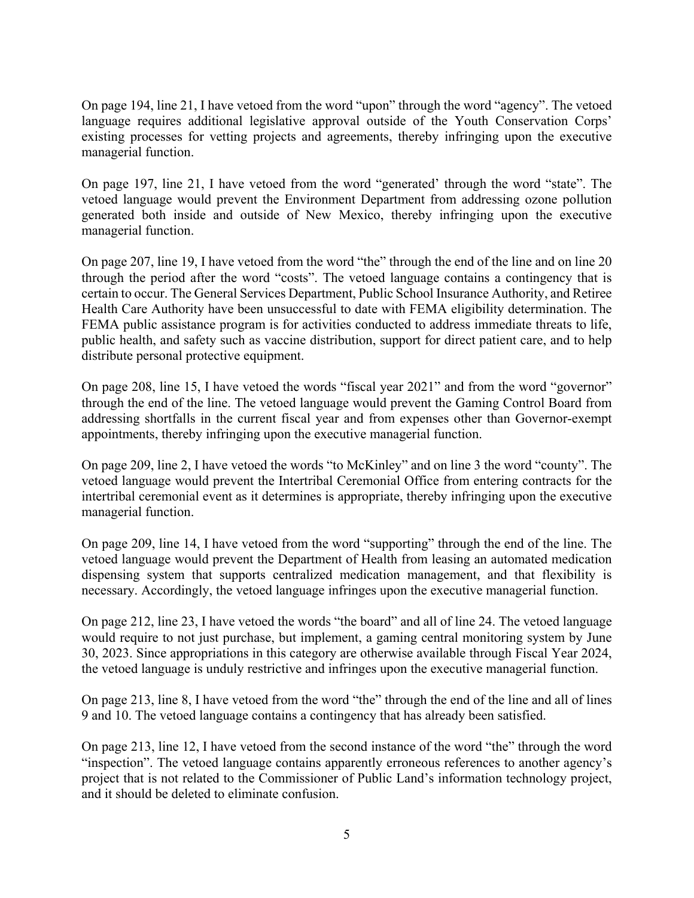On page 194, line 21, I have vetoed from the word "upon" through the word "agency". The vetoed language requires additional legislative approval outside of the Youth Conservation Corps' existing processes for vetting projects and agreements, thereby infringing upon the executive managerial function.

On page 197, line 21, I have vetoed from the word "generated' through the word "state". The vetoed language would prevent the Environment Department from addressing ozone pollution generated both inside and outside of New Mexico, thereby infringing upon the executive managerial function.

On page 207, line 19, I have vetoed from the word "the" through the end of the line and on line 20 through the period after the word "costs". The vetoed language contains a contingency that is certain to occur. The General Services Department, Public School Insurance Authority, and Retiree Health Care Authority have been unsuccessful to date with FEMA eligibility determination. The FEMA public assistance program is for activities conducted to address immediate threats to life, public health, and safety such as vaccine distribution, support for direct patient care, and to help distribute personal protective equipment.

On page 208, line 15, I have vetoed the words "fiscal year 2021" and from the word "governor" through the end of the line. The vetoed language would prevent the Gaming Control Board from addressing shortfalls in the current fiscal year and from expenses other than Governor-exempt appointments, thereby infringing upon the executive managerial function.

On page 209, line 2, I have vetoed the words "to McKinley" and on line 3 the word "county". The vetoed language would prevent the Intertribal Ceremonial Office from entering contracts for the intertribal ceremonial event as it determines is appropriate, thereby infringing upon the executive managerial function.

On page 209, line 14, I have vetoed from the word "supporting" through the end of the line. The vetoed language would prevent the Department of Health from leasing an automated medication dispensing system that supports centralized medication management, and that flexibility is necessary. Accordingly, the vetoed language infringes upon the executive managerial function.

On page 212, line 23, I have vetoed the words "the board" and all of line 24. The vetoed language would require to not just purchase, but implement, a gaming central monitoring system by June 30, 2023. Since appropriations in this category are otherwise available through Fiscal Year 2024, the vetoed language is unduly restrictive and infringes upon the executive managerial function.

On page 213, line 8, I have vetoed from the word "the" through the end of the line and all of lines 9 and 10. The vetoed language contains a contingency that has already been satisfied.

On page 213, line 12, I have vetoed from the second instance of the word "the" through the word "inspection". The vetoed language contains apparently erroneous references to another agency's project that is not related to the Commissioner of Public Land's information technology project, and it should be deleted to eliminate confusion.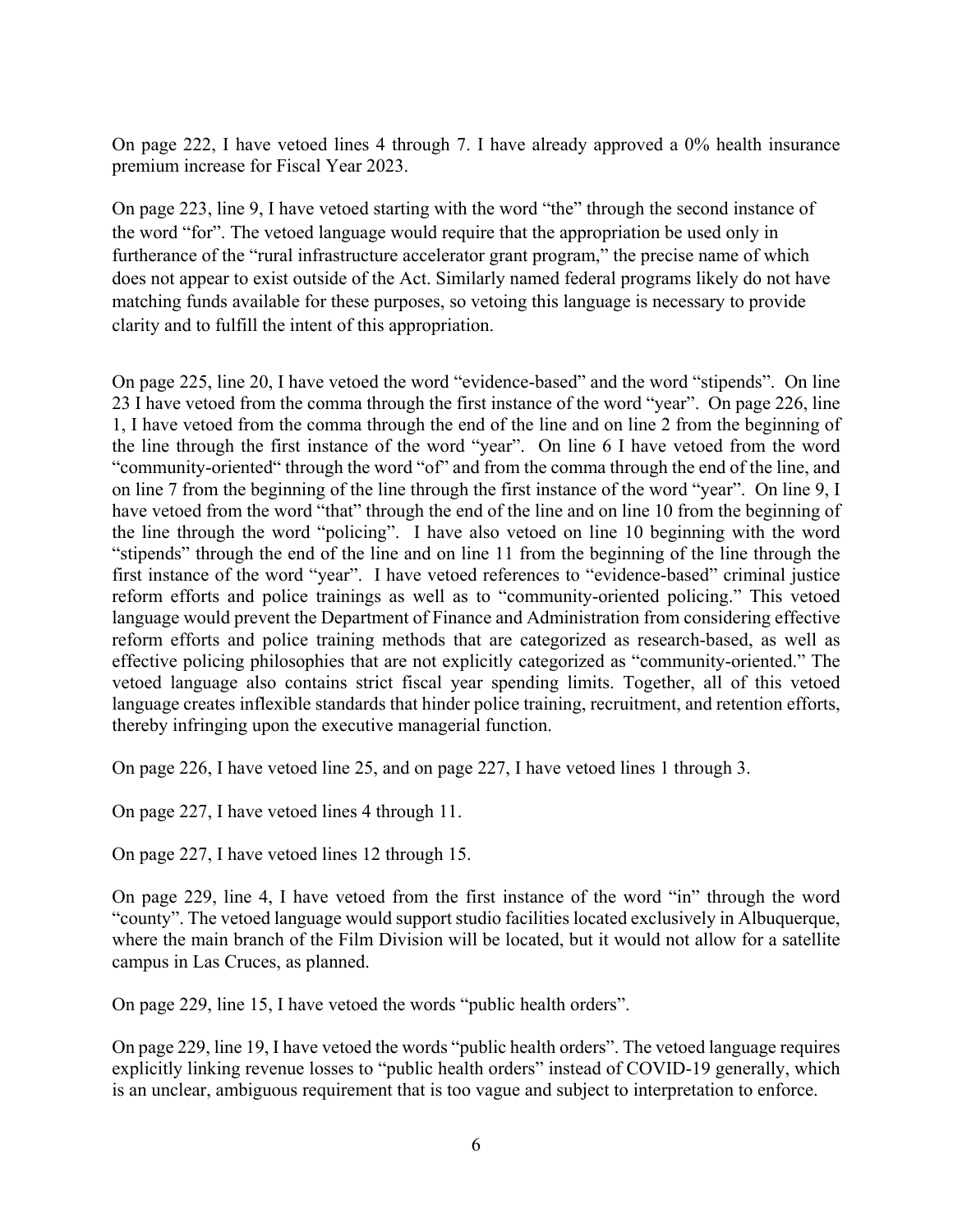On page 222, I have vetoed lines 4 through 7. I have already approved a 0% health insurance premium increase for Fiscal Year 2023.

On page 223, line 9, I have vetoed starting with the word "the" through the second instance of the word "for". The vetoed language would require that the appropriation be used only in furtherance of the "rural infrastructure accelerator grant program," the precise name of which does not appear to exist outside of the Act. Similarly named federal programs likely do not have matching funds available for these purposes, so vetoing this language is necessary to provide clarity and to fulfill the intent of this appropriation.

On page 225, line 20, I have vetoed the word "evidence-based" and the word "stipends". On line 23 I have vetoed from the comma through the first instance of the word "year". On page 226, line 1, I have vetoed from the comma through the end of the line and on line 2 from the beginning of the line through the first instance of the word "year". On line 6 I have vetoed from the word "community-oriented" through the word "of" and from the comma through the end of the line, and on line 7 from the beginning of the line through the first instance of the word "year". On line 9, I have vetoed from the word "that" through the end of the line and on line 10 from the beginning of the line through the word "policing". I have also vetoed on line 10 beginning with the word "stipends" through the end of the line and on line 11 from the beginning of the line through the first instance of the word "year". I have vetoed references to "evidence-based" criminal justice reform efforts and police trainings as well as to "community-oriented policing." This vetoed language would prevent the Department of Finance and Administration from considering effective reform efforts and police training methods that are categorized as research-based, as well as effective policing philosophies that are not explicitly categorized as "community-oriented." The vetoed language also contains strict fiscal year spending limits. Together, all of this vetoed language creates inflexible standards that hinder police training, recruitment, and retention efforts, thereby infringing upon the executive managerial function.

On page 226, I have vetoed line 25, and on page 227, I have vetoed lines 1 through 3.

On page 227, I have vetoed lines 4 through 11.

On page 227, I have vetoed lines 12 through 15.

On page 229, line 4, I have vetoed from the first instance of the word "in" through the word "county". The vetoed language would support studio facilities located exclusively in Albuquerque, where the main branch of the Film Division will be located, but it would not allow for a satellite campus in Las Cruces, as planned.

On page 229, line 15, I have vetoed the words "public health orders".

On page 229, line 19, I have vetoed the words "public health orders". The vetoed language requires explicitly linking revenue losses to "public health orders" instead of COVID-19 generally, which is an unclear, ambiguous requirement that is too vague and subject to interpretation to enforce.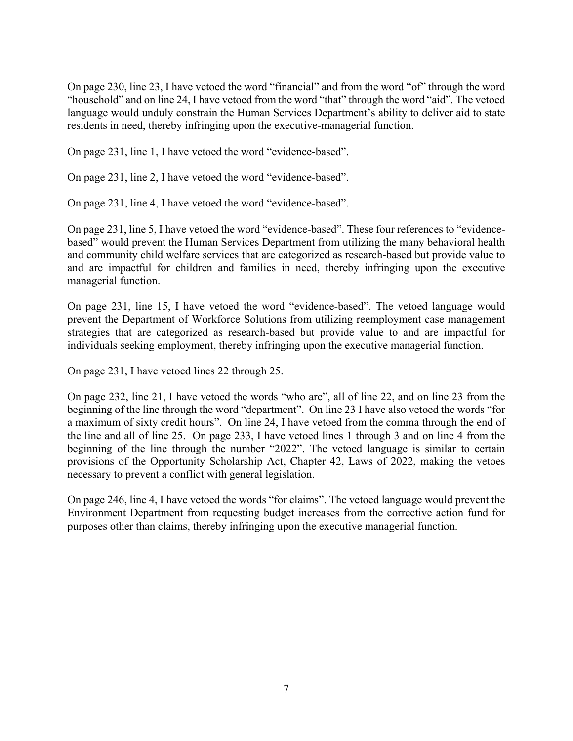On page 230, line 23, I have vetoed the word "financial" and from the word "of" through the word "household" and on line 24, I have vetoed from the word "that" through the word "aid". The vetoed language would unduly constrain the Human Services Department's ability to deliver aid to state residents in need, thereby infringing upon the executive-managerial function.

On page 231, line 1, I have vetoed the word "evidence-based".

On page 231, line 2, I have vetoed the word "evidence-based".

On page 231, line 4, I have vetoed the word "evidence-based".

On page 231, line 5, I have vetoed the word "evidence-based". These four references to "evidence-based" would prevent the Human Services Department from utilizing the many behavioral health and community child welfare services that are categorized as research-based but provide value to and are impactful for children and families in need, thereby infringing upon the executive managerial function.

On page 231, line 15, I have vetoed the word "evidence-based". The vetoed language would prevent the Department of Workforce Solutions from utilizing reemployment case management strategies that are categorized as research-based but provide value to and are impactful for individuals seeking employment, thereby infringing upon the executive managerial function.

On page 231, I have vetoed lines 22 through 25.

On page 232, line 21, I have vetoed the words "who are", all of line 22, and on line 23 from the beginning of the line through the word "department". On line 23 I have also vetoed the words "for a maximum of sixty credit hours". On line 24, I have vetoed from the comma through the end of the line and all of line 25. On page 233, I have vetoed lines 1 through 3 and on line 4 from the beginning of the line through the number "2022". The vetoed language is similar to certain provisions of the Opportunity Scholarship Act, Chapter 42, Laws of 2022, making the vetoes necessary to prevent a conflict with general legislation.

On page 246, line 4, I have vetoed the words "for claims". The vetoed language would prevent the Environment Department from requesting budget increases from the corrective action fund for purposes other than claims, thereby infringing upon the executive managerial function.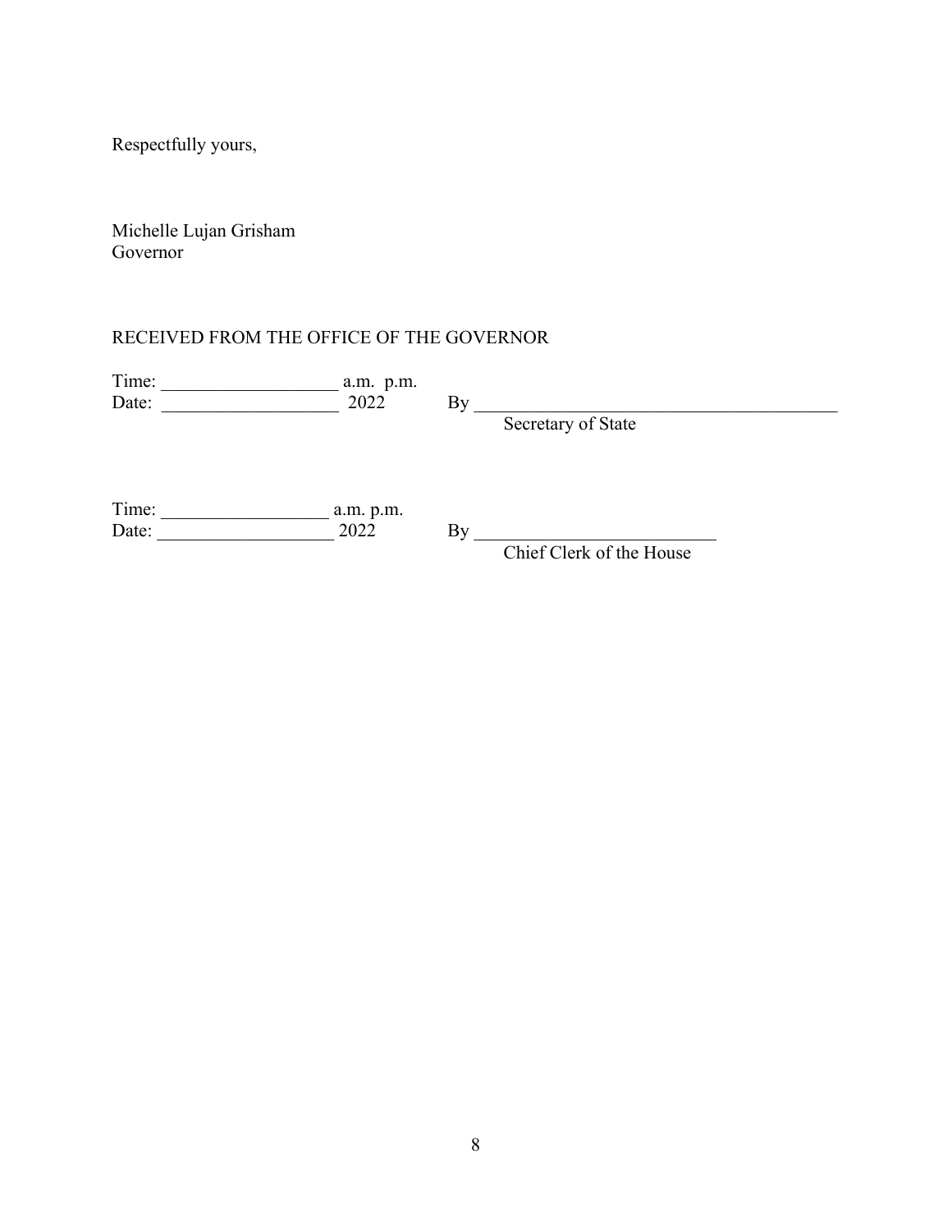Respectfully yours,

Michelle Lujan Grisham
Governor

RECEIVED FROM THE OFFICE OF THE GOVERNOR

Time: ___________________ a.m. p.m.
Date: ___________________ 2022 By ________________________________________
Secretary of State

Time: __________________ a.m. p.m.
Date: ___________________ 2022 By __________________________
Chief Clerk of the House